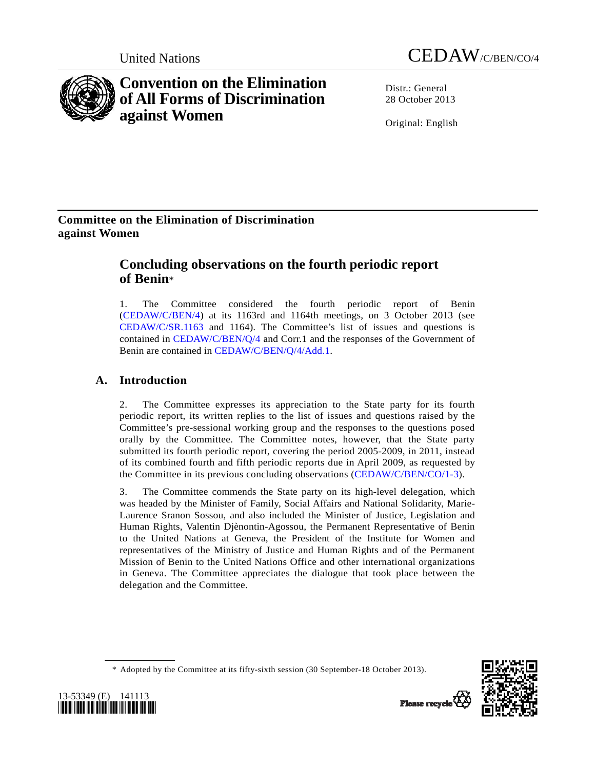United Nations

CEDAW/C/BEN/CO/4

# Convention on the Elimination of All Forms of Discrimination against Women

Distr.: General
28 October 2013

Original: English

**Committee on the Elimination of Discrimination against Women**

## Concluding observations on the fourth periodic report of Benin*

1. The Committee considered the fourth periodic report of Benin (CEDAW/C/BEN/4) at its 1163rd and 1164th meetings, on 3 October 2013 (see CEDAW/C/SR.1163 and 1164). The Committee's list of issues and questions is contained in CEDAW/C/BEN/Q/4 and Corr.1 and the responses of the Government of Benin are contained in CEDAW/C/BEN/Q/4/Add.1.

## A. Introduction

2. The Committee expresses its appreciation to the State party for its fourth periodic report, its written replies to the list of issues and questions raised by the Committee's pre-sessional working group and the responses to the questions posed orally by the Committee. The Committee notes, however, that the State party submitted its fourth periodic report, covering the period 2005-2009, in 2011, instead of its combined fourth and fifth periodic reports due in April 2009, as requested by the Committee in its previous concluding observations (CEDAW/C/BEN/CO/1-3).

3. The Committee commends the State party on its high-level delegation, which was headed by the Minister of Family, Social Affairs and National Solidarity, Marie-Laurence Sranon Sossou, and also included the Minister of Justice, Legislation and Human Rights, Valentin Djènontin-Agossou, the Permanent Representative of Benin to the United Nations at Geneva, the President of the Institute for Women and representatives of the Ministry of Justice and Human Rights and of the Permanent Mission of Benin to the United Nations Office and other international organizations in Geneva. The Committee appreciates the dialogue that took place between the delegation and the Committee.

* Adopted by the Committee at its fifty-sixth session (30 September-18 October 2013).

13-53349 (E) 141113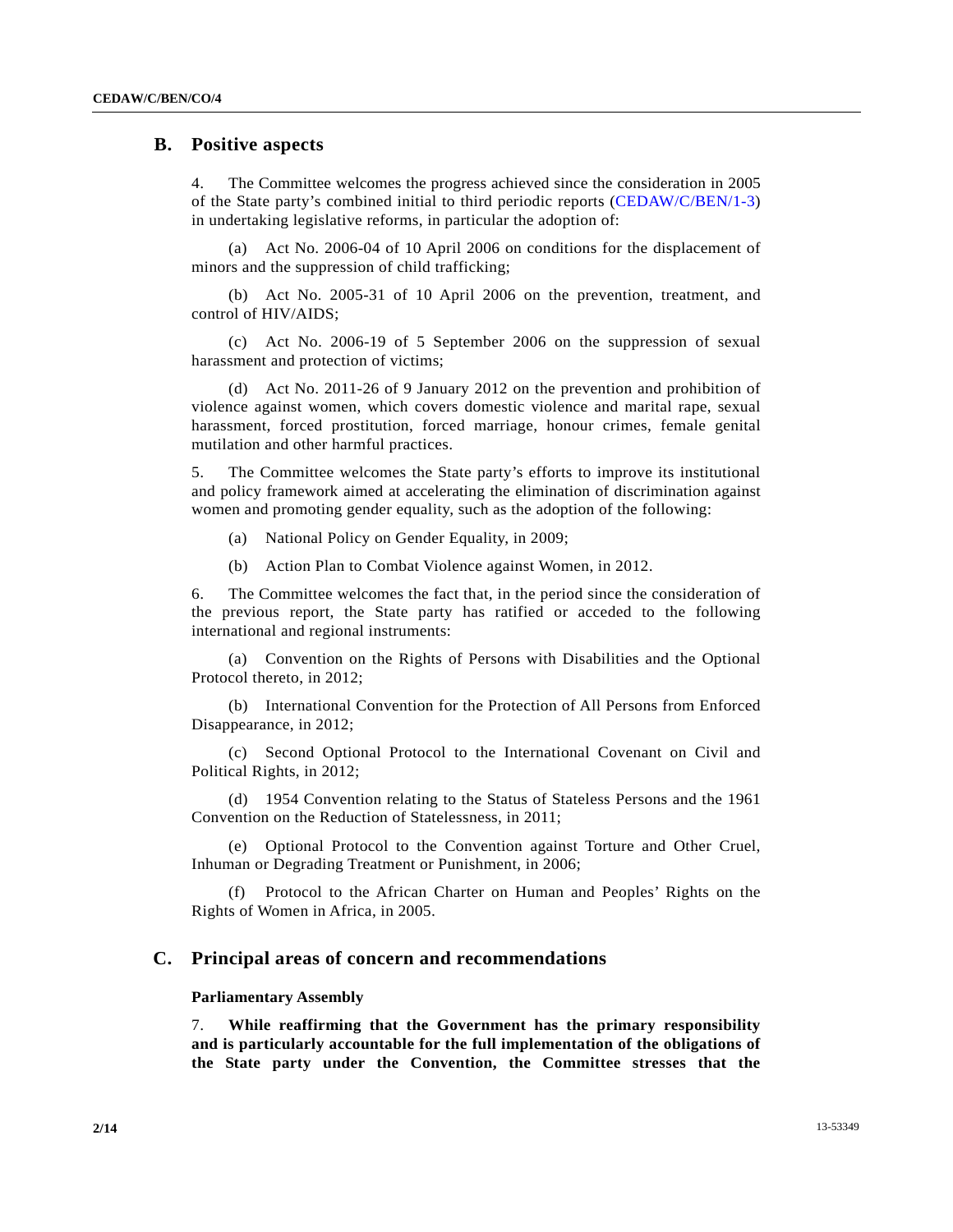## B. Positive aspects

4. The Committee welcomes the progress achieved since the consideration in 2005 of the State party's combined initial to third periodic reports (CEDAW/C/BEN/1-3) in undertaking legislative reforms, in particular the adoption of:

(a) Act No. 2006-04 of 10 April 2006 on conditions for the displacement of minors and the suppression of child trafficking;

(b) Act No. 2005-31 of 10 April 2006 on the prevention, treatment, and control of HIV/AIDS;

(c) Act No. 2006-19 of 5 September 2006 on the suppression of sexual harassment and protection of victims;

(d) Act No. 2011-26 of 9 January 2012 on the prevention and prohibition of violence against women, which covers domestic violence and marital rape, sexual harassment, forced prostitution, forced marriage, honour crimes, female genital mutilation and other harmful practices.

5. The Committee welcomes the State party's efforts to improve its institutional and policy framework aimed at accelerating the elimination of discrimination against women and promoting gender equality, such as the adoption of the following:

(a) National Policy on Gender Equality, in 2009;

(b) Action Plan to Combat Violence against Women, in 2012.

6. The Committee welcomes the fact that, in the period since the consideration of the previous report, the State party has ratified or acceded to the following international and regional instruments:

(a) Convention on the Rights of Persons with Disabilities and the Optional Protocol thereto, in 2012;

(b) International Convention for the Protection of All Persons from Enforced Disappearance, in 2012;

(c) Second Optional Protocol to the International Covenant on Civil and Political Rights, in 2012;

(d) 1954 Convention relating to the Status of Stateless Persons and the 1961 Convention on the Reduction of Statelessness, in 2011;

(e) Optional Protocol to the Convention against Torture and Other Cruel, Inhuman or Degrading Treatment or Punishment, in 2006;

(f) Protocol to the African Charter on Human and Peoples' Rights on the Rights of Women in Africa, in 2005.

## C. Principal areas of concern and recommendations

### Parliamentary Assembly

7. **While reaffirming that the Government has the primary responsibility and is particularly accountable for the full implementation of the obligations of the State party under the Convention, the Committee stresses that the**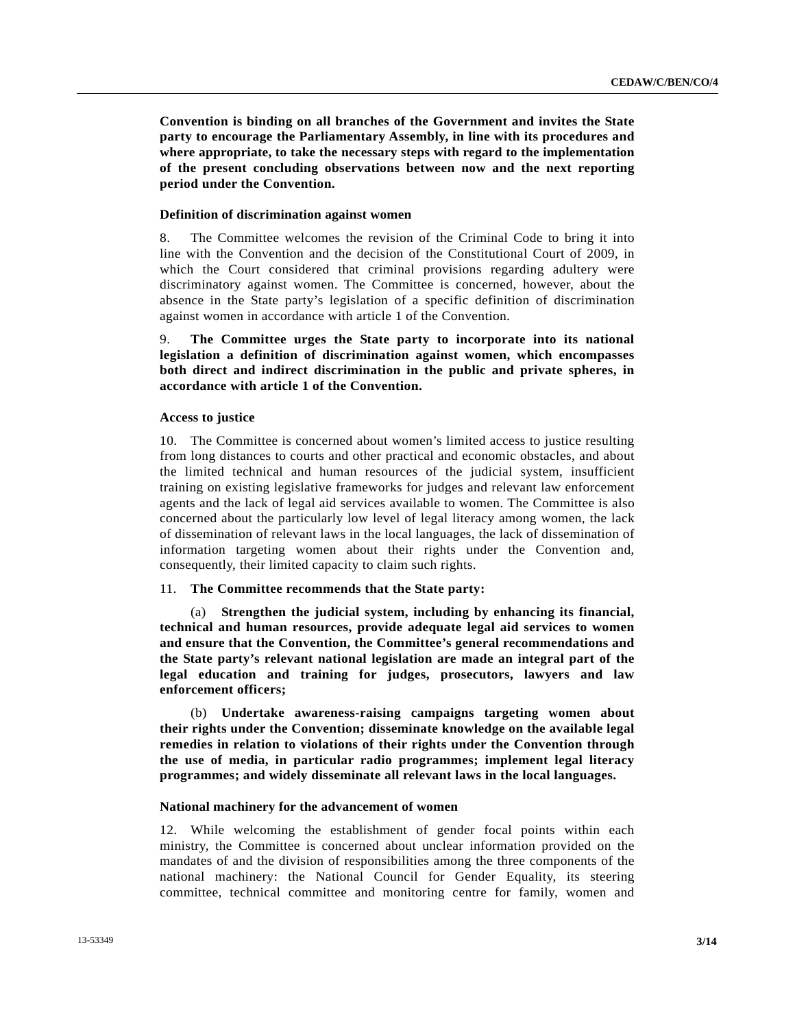**Convention is binding on all branches of the Government and invites the State party to encourage the Parliamentary Assembly, in line with its procedures and where appropriate, to take the necessary steps with regard to the implementation of the present concluding observations between now and the next reporting period under the Convention.**

### Definition of discrimination against women

8. The Committee welcomes the revision of the Criminal Code to bring it into line with the Convention and the decision of the Constitutional Court of 2009, in which the Court considered that criminal provisions regarding adultery were discriminatory against women. The Committee is concerned, however, about the absence in the State party's legislation of a specific definition of discrimination against women in accordance with article 1 of the Convention.

9. **The Committee urges the State party to incorporate into its national legislation a definition of discrimination against women, which encompasses both direct and indirect discrimination in the public and private spheres, in accordance with article 1 of the Convention.**

### Access to justice

10. The Committee is concerned about women's limited access to justice resulting from long distances to courts and other practical and economic obstacles, and about the limited technical and human resources of the judicial system, insufficient training on existing legislative frameworks for judges and relevant law enforcement agents and the lack of legal aid services available to women. The Committee is also concerned about the particularly low level of legal literacy among women, the lack of dissemination of relevant laws in the local languages, the lack of dissemination of information targeting women about their rights under the Convention and, consequently, their limited capacity to claim such rights.

11. **The Committee recommends that the State party:**

(a) **Strengthen the judicial system, including by enhancing its financial, technical and human resources, provide adequate legal aid services to women and ensure that the Convention, the Committee's general recommendations and the State party's relevant national legislation are made an integral part of the legal education and training for judges, prosecutors, lawyers and law enforcement officers;**

(b) **Undertake awareness-raising campaigns targeting women about their rights under the Convention; disseminate knowledge on the available legal remedies in relation to violations of their rights under the Convention through the use of media, in particular radio programmes; implement legal literacy programmes; and widely disseminate all relevant laws in the local languages.**

### National machinery for the advancement of women

12. While welcoming the establishment of gender focal points within each ministry, the Committee is concerned about unclear information provided on the mandates of and the division of responsibilities among the three components of the national machinery: the National Council for Gender Equality, its steering committee, technical committee and monitoring centre for family, women and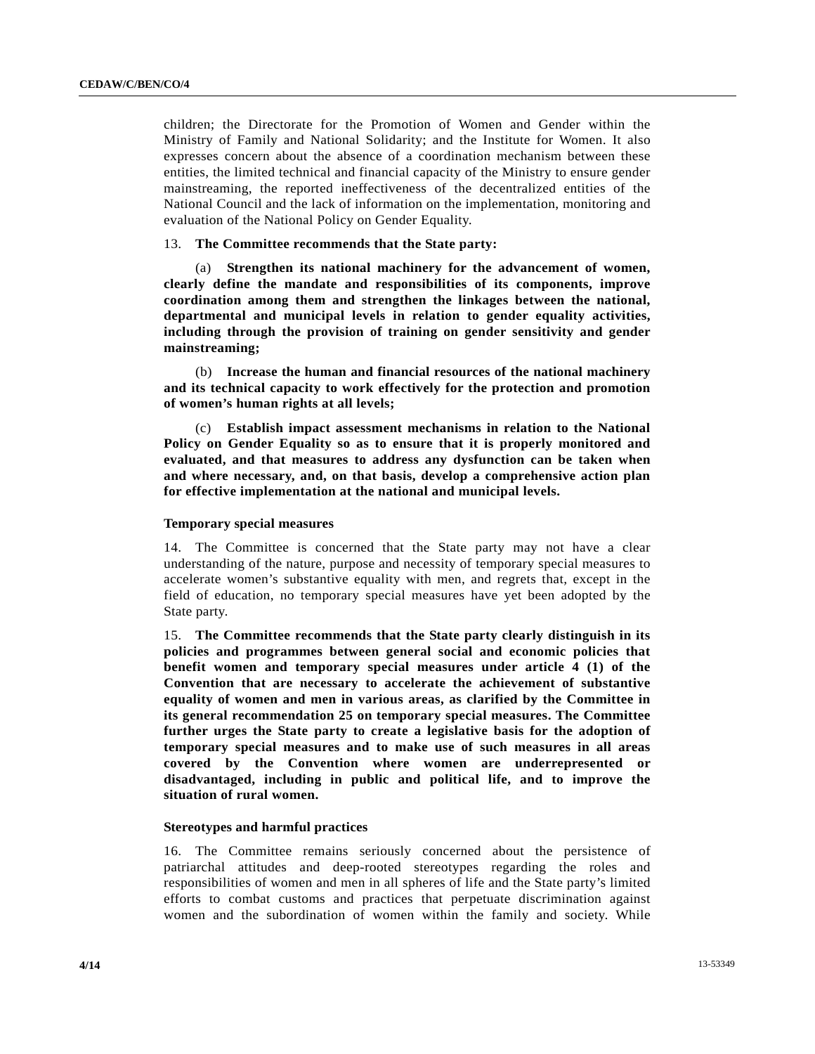children; the Directorate for the Promotion of Women and Gender within the Ministry of Family and National Solidarity; and the Institute for Women. It also expresses concern about the absence of a coordination mechanism between these entities, the limited technical and financial capacity of the Ministry to ensure gender mainstreaming, the reported ineffectiveness of the decentralized entities of the National Council and the lack of information on the implementation, monitoring and evaluation of the National Policy on Gender Equality.

13. **The Committee recommends that the State party:**

(a) **Strengthen its national machinery for the advancement of women, clearly define the mandate and responsibilities of its components, improve coordination among them and strengthen the linkages between the national, departmental and municipal levels in relation to gender equality activities, including through the provision of training on gender sensitivity and gender mainstreaming;**

(b) **Increase the human and financial resources of the national machinery and its technical capacity to work effectively for the protection and promotion of women's human rights at all levels;**

(c) **Establish impact assessment mechanisms in relation to the National Policy on Gender Equality so as to ensure that it is properly monitored and evaluated, and that measures to address any dysfunction can be taken when and where necessary, and, on that basis, develop a comprehensive action plan for effective implementation at the national and municipal levels.**

### Temporary special measures

14. The Committee is concerned that the State party may not have a clear understanding of the nature, purpose and necessity of temporary special measures to accelerate women's substantive equality with men, and regrets that, except in the field of education, no temporary special measures have yet been adopted by the State party.

15. **The Committee recommends that the State party clearly distinguish in its policies and programmes between general social and economic policies that benefit women and temporary special measures under article 4 (1) of the Convention that are necessary to accelerate the achievement of substantive equality of women and men in various areas, as clarified by the Committee in its general recommendation 25 on temporary special measures. The Committee further urges the State party to create a legislative basis for the adoption of temporary special measures and to make use of such measures in all areas covered by the Convention where women are underrepresented or disadvantaged, including in public and political life, and to improve the situation of rural women.**

### Stereotypes and harmful practices

16. The Committee remains seriously concerned about the persistence of patriarchal attitudes and deep-rooted stereotypes regarding the roles and responsibilities of women and men in all spheres of life and the State party's limited efforts to combat customs and practices that perpetuate discrimination against women and the subordination of women within the family and society. While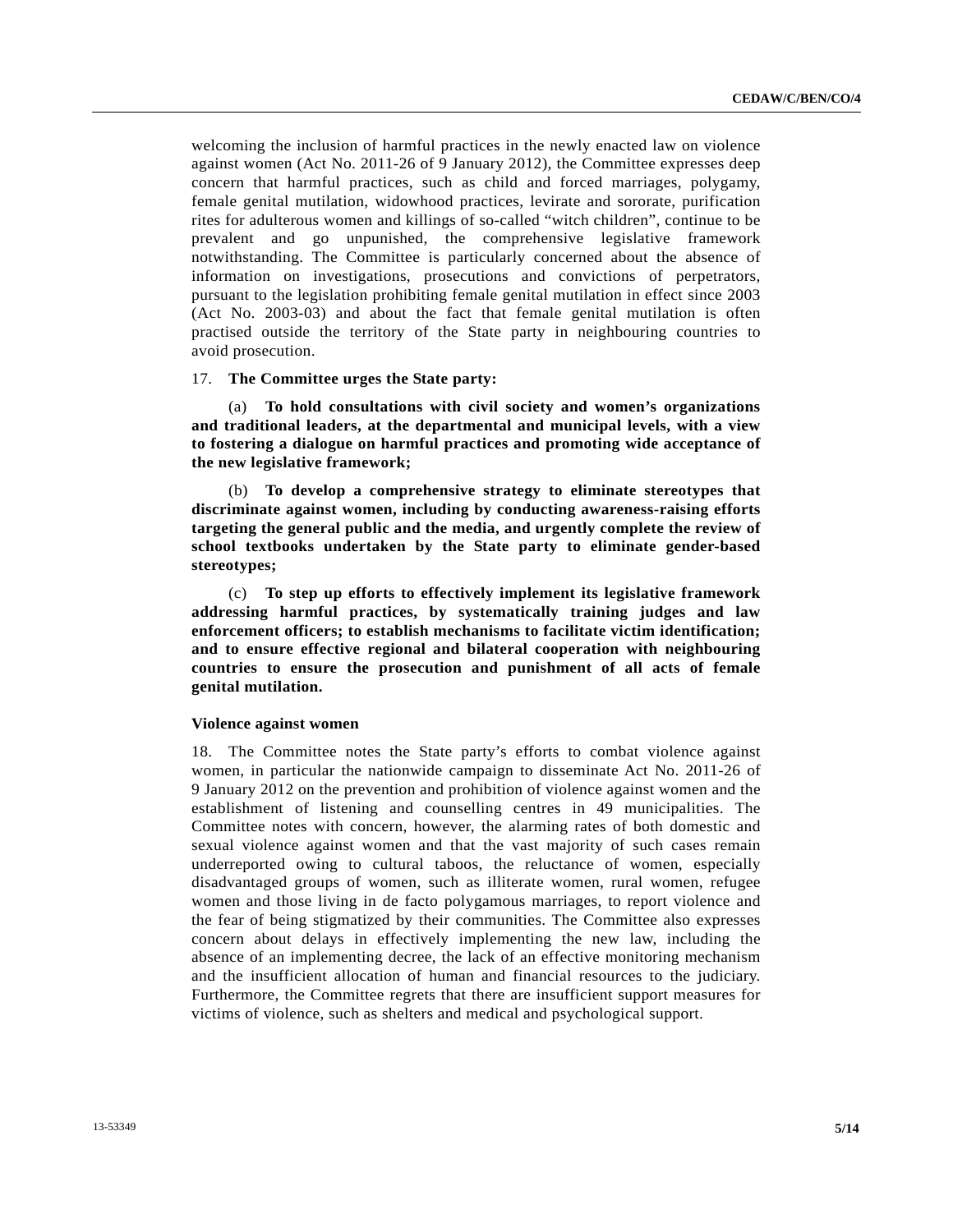welcoming the inclusion of harmful practices in the newly enacted law on violence against women (Act No. 2011-26 of 9 January 2012), the Committee expresses deep concern that harmful practices, such as child and forced marriages, polygamy, female genital mutilation, widowhood practices, levirate and sororate, purification rites for adulterous women and killings of so-called "witch children", continue to be prevalent and go unpunished, the comprehensive legislative framework notwithstanding. The Committee is particularly concerned about the absence of information on investigations, prosecutions and convictions of perpetrators, pursuant to the legislation prohibiting female genital mutilation in effect since 2003 (Act No. 2003-03) and about the fact that female genital mutilation is often practised outside the territory of the State party in neighbouring countries to avoid prosecution.

17. **The Committee urges the State party:**

(a) **To hold consultations with civil society and women's organizations and traditional leaders, at the departmental and municipal levels, with a view to fostering a dialogue on harmful practices and promoting wide acceptance of the new legislative framework;**

(b) **To develop a comprehensive strategy to eliminate stereotypes that discriminate against women, including by conducting awareness-raising efforts targeting the general public and the media, and urgently complete the review of school textbooks undertaken by the State party to eliminate gender-based stereotypes;**

(c) **To step up efforts to effectively implement its legislative framework addressing harmful practices, by systematically training judges and law enforcement officers; to establish mechanisms to facilitate victim identification; and to ensure effective regional and bilateral cooperation with neighbouring countries to ensure the prosecution and punishment of all acts of female genital mutilation.**

### Violence against women

18. The Committee notes the State party's efforts to combat violence against women, in particular the nationwide campaign to disseminate Act No. 2011-26 of 9 January 2012 on the prevention and prohibition of violence against women and the establishment of listening and counselling centres in 49 municipalities. The Committee notes with concern, however, the alarming rates of both domestic and sexual violence against women and that the vast majority of such cases remain underreported owing to cultural taboos, the reluctance of women, especially disadvantaged groups of women, such as illiterate women, rural women, refugee women and those living in de facto polygamous marriages, to report violence and the fear of being stigmatized by their communities. The Committee also expresses concern about delays in effectively implementing the new law, including the absence of an implementing decree, the lack of an effective monitoring mechanism and the insufficient allocation of human and financial resources to the judiciary. Furthermore, the Committee regrets that there are insufficient support measures for victims of violence, such as shelters and medical and psychological support.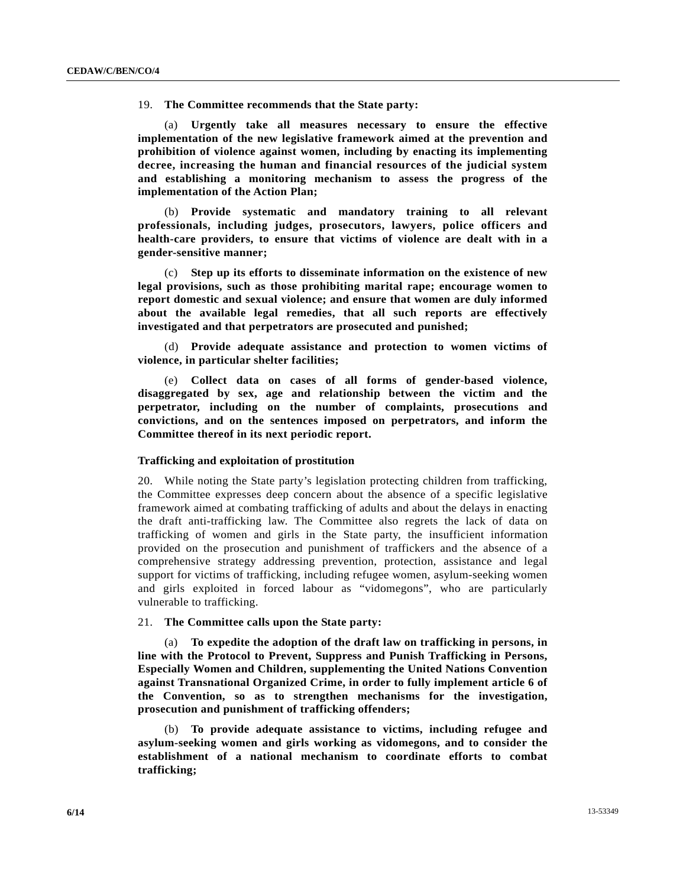19. **The Committee recommends that the State party:**

(a) **Urgently take all measures necessary to ensure the effective implementation of the new legislative framework aimed at the prevention and prohibition of violence against women, including by enacting its implementing decree, increasing the human and financial resources of the judicial system and establishing a monitoring mechanism to assess the progress of the implementation of the Action Plan;**

(b) **Provide systematic and mandatory training to all relevant professionals, including judges, prosecutors, lawyers, police officers and health-care providers, to ensure that victims of violence are dealt with in a gender-sensitive manner;**

(c) **Step up its efforts to disseminate information on the existence of new legal provisions, such as those prohibiting marital rape; encourage women to report domestic and sexual violence; and ensure that women are duly informed about the available legal remedies, that all such reports are effectively investigated and that perpetrators are prosecuted and punished;**

(d) **Provide adequate assistance and protection to women victims of violence, in particular shelter facilities;**

(e) **Collect data on cases of all forms of gender-based violence, disaggregated by sex, age and relationship between the victim and the perpetrator, including on the number of complaints, prosecutions and convictions, and on the sentences imposed on perpetrators, and inform the Committee thereof in its next periodic report.**

### Trafficking and exploitation of prostitution

20. While noting the State party's legislation protecting children from trafficking, the Committee expresses deep concern about the absence of a specific legislative framework aimed at combating trafficking of adults and about the delays in enacting the draft anti-trafficking law. The Committee also regrets the lack of data on trafficking of women and girls in the State party, the insufficient information provided on the prosecution and punishment of traffickers and the absence of a comprehensive strategy addressing prevention, protection, assistance and legal support for victims of trafficking, including refugee women, asylum-seeking women and girls exploited in forced labour as "vidomegons", who are particularly vulnerable to trafficking.

21. **The Committee calls upon the State party:**

(a) **To expedite the adoption of the draft law on trafficking in persons, in line with the Protocol to Prevent, Suppress and Punish Trafficking in Persons, Especially Women and Children, supplementing the United Nations Convention against Transnational Organized Crime, in order to fully implement article 6 of the Convention, so as to strengthen mechanisms for the investigation, prosecution and punishment of trafficking offenders;**

(b) **To provide adequate assistance to victims, including refugee and asylum-seeking women and girls working as vidomegons, and to consider the establishment of a national mechanism to coordinate efforts to combat trafficking;**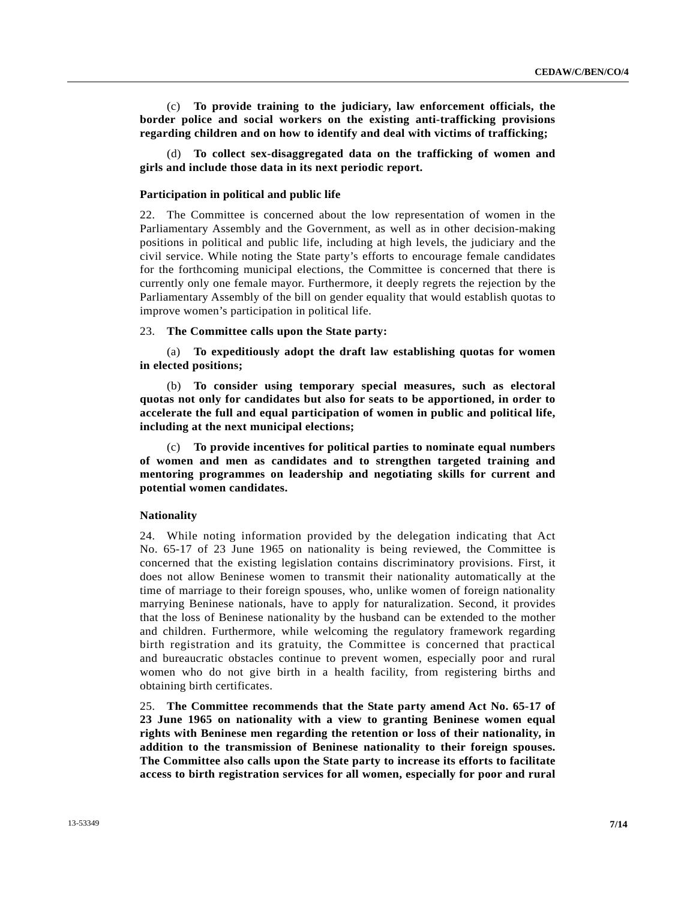(c) **To provide training to the judiciary, law enforcement officials, the border police and social workers on the existing anti-trafficking provisions regarding children and on how to identify and deal with victims of trafficking;**

(d) **To collect sex-disaggregated data on the trafficking of women and girls and include those data in its next periodic report.**

### Participation in political and public life

22. The Committee is concerned about the low representation of women in the Parliamentary Assembly and the Government, as well as in other decision-making positions in political and public life, including at high levels, the judiciary and the civil service. While noting the State party's efforts to encourage female candidates for the forthcoming municipal elections, the Committee is concerned that there is currently only one female mayor. Furthermore, it deeply regrets the rejection by the Parliamentary Assembly of the bill on gender equality that would establish quotas to improve women's participation in political life.

23. **The Committee calls upon the State party:**

(a) **To expeditiously adopt the draft law establishing quotas for women in elected positions;**

(b) **To consider using temporary special measures, such as electoral quotas not only for candidates but also for seats to be apportioned, in order to accelerate the full and equal participation of women in public and political life, including at the next municipal elections;**

(c) **To provide incentives for political parties to nominate equal numbers of women and men as candidates and to strengthen targeted training and mentoring programmes on leadership and negotiating skills for current and potential women candidates.**

### Nationality

24. While noting information provided by the delegation indicating that Act No. 65-17 of 23 June 1965 on nationality is being reviewed, the Committee is concerned that the existing legislation contains discriminatory provisions. First, it does not allow Beninese women to transmit their nationality automatically at the time of marriage to their foreign spouses, who, unlike women of foreign nationality marrying Beninese nationals, have to apply for naturalization. Second, it provides that the loss of Beninese nationality by the husband can be extended to the mother and children. Furthermore, while welcoming the regulatory framework regarding birth registration and its gratuity, the Committee is concerned that practical and bureaucratic obstacles continue to prevent women, especially poor and rural women who do not give birth in a health facility, from registering births and obtaining birth certificates.

25. **The Committee recommends that the State party amend Act No. 65-17 of 23 June 1965 on nationality with a view to granting Beninese women equal rights with Beninese men regarding the retention or loss of their nationality, in addition to the transmission of Beninese nationality to their foreign spouses. The Committee also calls upon the State party to increase its efforts to facilitate access to birth registration services for all women, especially for poor and rural**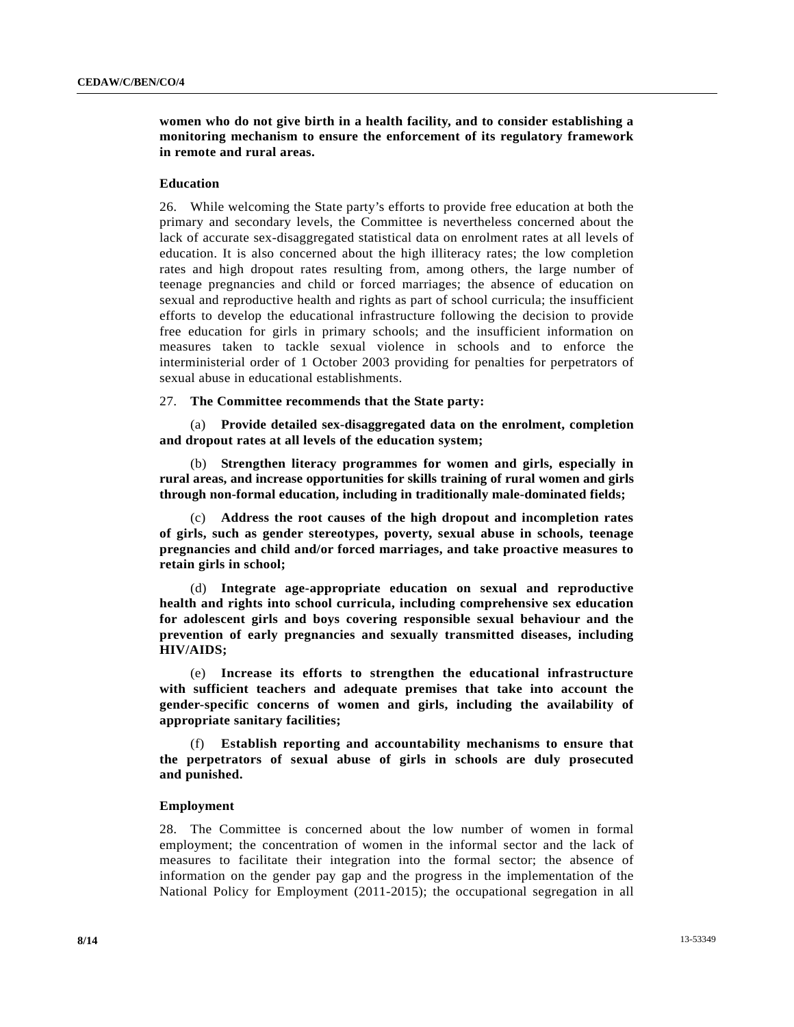**women who do not give birth in a health facility, and to consider establishing a monitoring mechanism to ensure the enforcement of its regulatory framework in remote and rural areas.**

### Education

26. While welcoming the State party's efforts to provide free education at both the primary and secondary levels, the Committee is nevertheless concerned about the lack of accurate sex-disaggregated statistical data on enrolment rates at all levels of education. It is also concerned about the high illiteracy rates; the low completion rates and high dropout rates resulting from, among others, the large number of teenage pregnancies and child or forced marriages; the absence of education on sexual and reproductive health and rights as part of school curricula; the insufficient efforts to develop the educational infrastructure following the decision to provide free education for girls in primary schools; and the insufficient information on measures taken to tackle sexual violence in schools and to enforce the interministerial order of 1 October 2003 providing for penalties for perpetrators of sexual abuse in educational establishments.

27. **The Committee recommends that the State party:**

(a) **Provide detailed sex-disaggregated data on the enrolment, completion and dropout rates at all levels of the education system;**

(b) **Strengthen literacy programmes for women and girls, especially in rural areas, and increase opportunities for skills training of rural women and girls through non-formal education, including in traditionally male-dominated fields;**

(c) **Address the root causes of the high dropout and incompletion rates of girls, such as gender stereotypes, poverty, sexual abuse in schools, teenage pregnancies and child and/or forced marriages, and take proactive measures to retain girls in school;**

(d) **Integrate age-appropriate education on sexual and reproductive health and rights into school curricula, including comprehensive sex education for adolescent girls and boys covering responsible sexual behaviour and the prevention of early pregnancies and sexually transmitted diseases, including HIV/AIDS;**

(e) **Increase its efforts to strengthen the educational infrastructure with sufficient teachers and adequate premises that take into account the gender-specific concerns of women and girls, including the availability of appropriate sanitary facilities;**

(f) **Establish reporting and accountability mechanisms to ensure that the perpetrators of sexual abuse of girls in schools are duly prosecuted and punished.**

### Employment

28. The Committee is concerned about the low number of women in formal employment; the concentration of women in the informal sector and the lack of measures to facilitate their integration into the formal sector; the absence of information on the gender pay gap and the progress in the implementation of the National Policy for Employment (2011-2015); the occupational segregation in all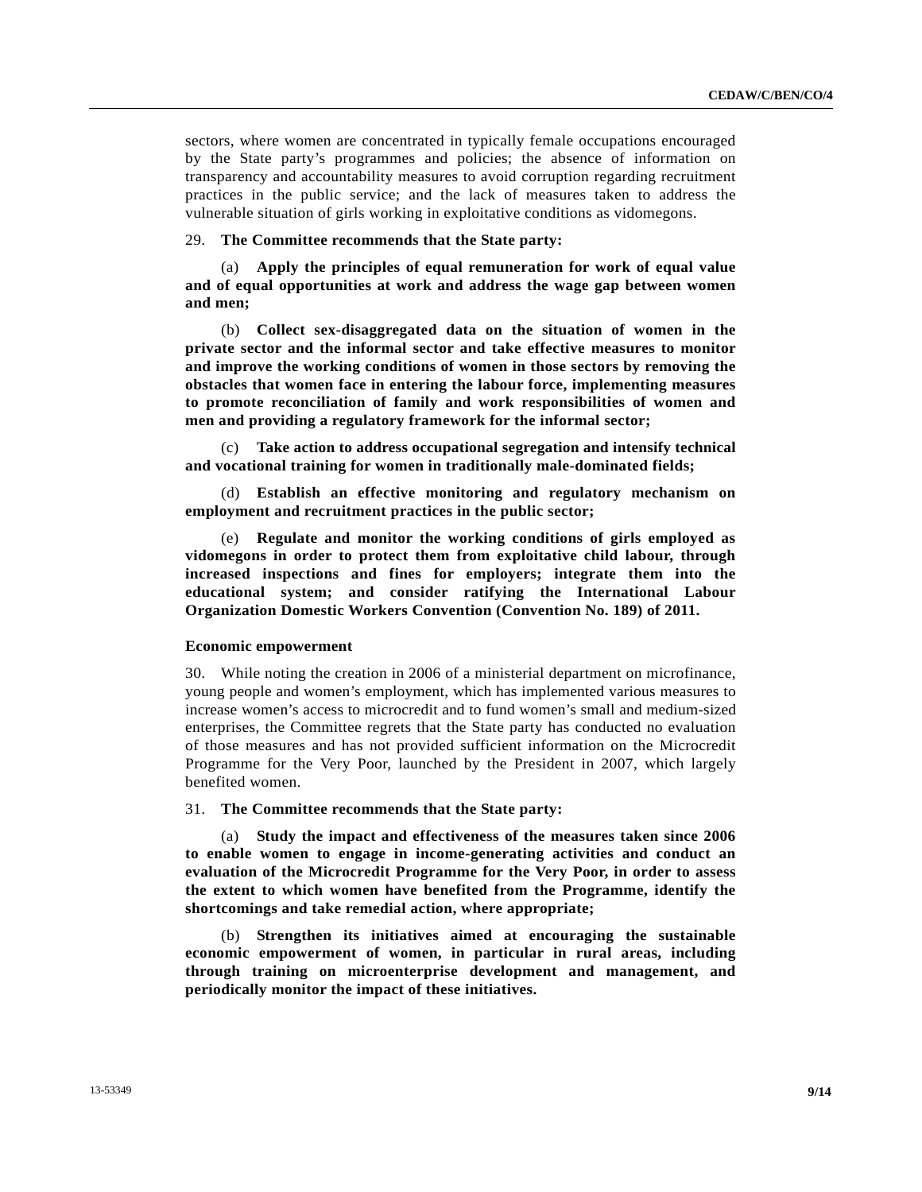sectors, where women are concentrated in typically female occupations encouraged by the State party's programmes and policies; the absence of information on transparency and accountability measures to avoid corruption regarding recruitment practices in the public service; and the lack of measures taken to address the vulnerable situation of girls working in exploitative conditions as vidomegons.

29. **The Committee recommends that the State party:**

(a) **Apply the principles of equal remuneration for work of equal value and of equal opportunities at work and address the wage gap between women and men;**

(b) **Collect sex-disaggregated data on the situation of women in the private sector and the informal sector and take effective measures to monitor and improve the working conditions of women in those sectors by removing the obstacles that women face in entering the labour force, implementing measures to promote reconciliation of family and work responsibilities of women and men and providing a regulatory framework for the informal sector;**

(c) **Take action to address occupational segregation and intensify technical and vocational training for women in traditionally male-dominated fields;**

(d) **Establish an effective monitoring and regulatory mechanism on employment and recruitment practices in the public sector;**

(e) **Regulate and monitor the working conditions of girls employed as vidomegons in order to protect them from exploitative child labour, through increased inspections and fines for employers; integrate them into the educational system; and consider ratifying the International Labour Organization Domestic Workers Convention (Convention No. 189) of 2011.**

### Economic empowerment

30. While noting the creation in 2006 of a ministerial department on microfinance, young people and women's employment, which has implemented various measures to increase women's access to microcredit and to fund women's small and medium-sized enterprises, the Committee regrets that the State party has conducted no evaluation of those measures and has not provided sufficient information on the Microcredit Programme for the Very Poor, launched by the President in 2007, which largely benefited women.

31. **The Committee recommends that the State party:**

(a) **Study the impact and effectiveness of the measures taken since 2006 to enable women to engage in income-generating activities and conduct an evaluation of the Microcredit Programme for the Very Poor, in order to assess the extent to which women have benefited from the Programme, identify the shortcomings and take remedial action, where appropriate;**

(b) **Strengthen its initiatives aimed at encouraging the sustainable economic empowerment of women, in particular in rural areas, including through training on microenterprise development and management, and periodically monitor the impact of these initiatives.**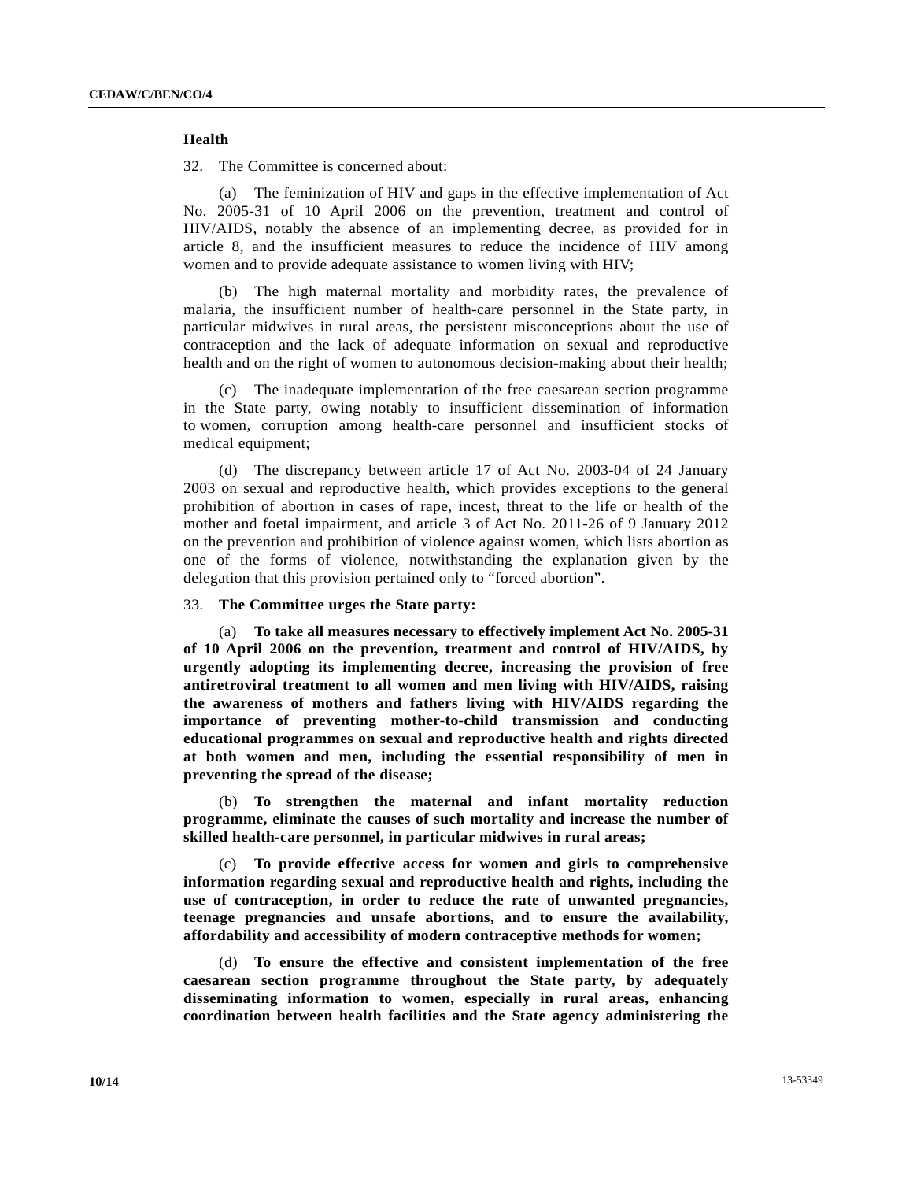### Health

32. The Committee is concerned about:

(a) The feminization of HIV and gaps in the effective implementation of Act No. 2005-31 of 10 April 2006 on the prevention, treatment and control of HIV/AIDS, notably the absence of an implementing decree, as provided for in article 8, and the insufficient measures to reduce the incidence of HIV among women and to provide adequate assistance to women living with HIV;

(b) The high maternal mortality and morbidity rates, the prevalence of malaria, the insufficient number of health-care personnel in the State party, in particular midwives in rural areas, the persistent misconceptions about the use of contraception and the lack of adequate information on sexual and reproductive health and on the right of women to autonomous decision-making about their health;

(c) The inadequate implementation of the free caesarean section programme in the State party, owing notably to insufficient dissemination of information to women, corruption among health-care personnel and insufficient stocks of medical equipment;

(d) The discrepancy between article 17 of Act No. 2003-04 of 24 January 2003 on sexual and reproductive health, which provides exceptions to the general prohibition of abortion in cases of rape, incest, threat to the life or health of the mother and foetal impairment, and article 3 of Act No. 2011-26 of 9 January 2012 on the prevention and prohibition of violence against women, which lists abortion as one of the forms of violence, notwithstanding the explanation given by the delegation that this provision pertained only to “forced abortion”.

33. **The Committee urges the State party:**

(a) **To take all measures necessary to effectively implement Act No. 2005-31 of 10 April 2006 on the prevention, treatment and control of HIV/AIDS, by urgently adopting its implementing decree, increasing the provision of free antiretroviral treatment to all women and men living with HIV/AIDS, raising the awareness of mothers and fathers living with HIV/AIDS regarding the importance of preventing mother-to-child transmission and conducting educational programmes on sexual and reproductive health and rights directed at both women and men, including the essential responsibility of men in preventing the spread of the disease;**

(b) **To strengthen the maternal and infant mortality reduction programme, eliminate the causes of such mortality and increase the number of skilled health-care personnel, in particular midwives in rural areas;**

(c) **To provide effective access for women and girls to comprehensive information regarding sexual and reproductive health and rights, including the use of contraception, in order to reduce the rate of unwanted pregnancies, teenage pregnancies and unsafe abortions, and to ensure the availability, affordability and accessibility of modern contraceptive methods for women;**

(d) **To ensure the effective and consistent implementation of the free caesarean section programme throughout the State party, by adequately disseminating information to women, especially in rural areas, enhancing coordination between health facilities and the State agency administering the**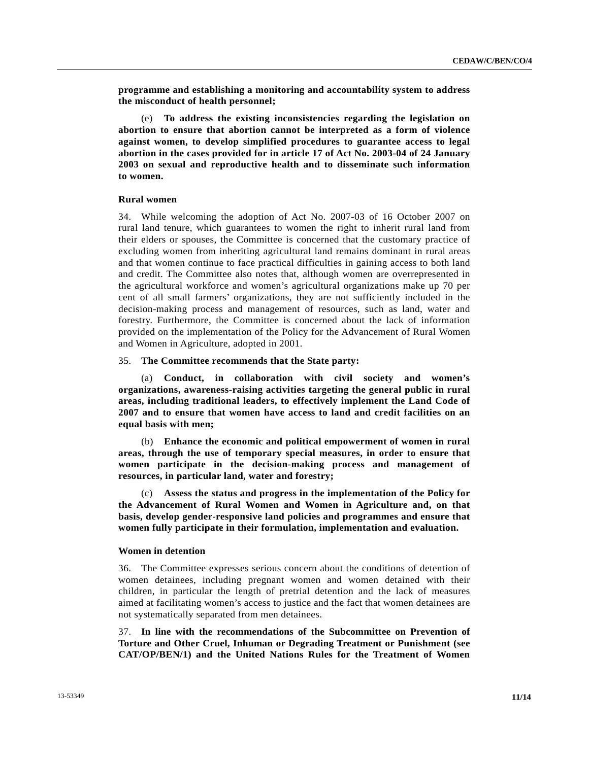**programme and establishing a monitoring and accountability system to address the misconduct of health personnel;**

(e) **To address the existing inconsistencies regarding the legislation on abortion to ensure that abortion cannot be interpreted as a form of violence against women, to develop simplified procedures to guarantee access to legal abortion in the cases provided for in article 17 of Act No. 2003-04 of 24 January 2003 on sexual and reproductive health and to disseminate such information to women.**

### Rural women

34. While welcoming the adoption of Act No. 2007-03 of 16 October 2007 on rural land tenure, which guarantees to women the right to inherit rural land from their elders or spouses, the Committee is concerned that the customary practice of excluding women from inheriting agricultural land remains dominant in rural areas and that women continue to face practical difficulties in gaining access to both land and credit. The Committee also notes that, although women are overrepresented in the agricultural workforce and women's agricultural organizations make up 70 per cent of all small farmers' organizations, they are not sufficiently included in the decision-making process and management of resources, such as land, water and forestry. Furthermore, the Committee is concerned about the lack of information provided on the implementation of the Policy for the Advancement of Rural Women and Women in Agriculture, adopted in 2001.

35. **The Committee recommends that the State party:**

(a) **Conduct, in collaboration with civil society and women's organizations, awareness-raising activities targeting the general public in rural areas, including traditional leaders, to effectively implement the Land Code of 2007 and to ensure that women have access to land and credit facilities on an equal basis with men;**

(b) **Enhance the economic and political empowerment of women in rural areas, through the use of temporary special measures, in order to ensure that women participate in the decision-making process and management of resources, in particular land, water and forestry;**

(c) **Assess the status and progress in the implementation of the Policy for the Advancement of Rural Women and Women in Agriculture and, on that basis, develop gender-responsive land policies and programmes and ensure that women fully participate in their formulation, implementation and evaluation.**

### Women in detention

36. The Committee expresses serious concern about the conditions of detention of women detainees, including pregnant women and women detained with their children, in particular the length of pretrial detention and the lack of measures aimed at facilitating women's access to justice and the fact that women detainees are not systematically separated from men detainees.

37. **In line with the recommendations of the Subcommittee on Prevention of Torture and Other Cruel, Inhuman or Degrading Treatment or Punishment (see CAT/OP/BEN/1) and the United Nations Rules for the Treatment of Women**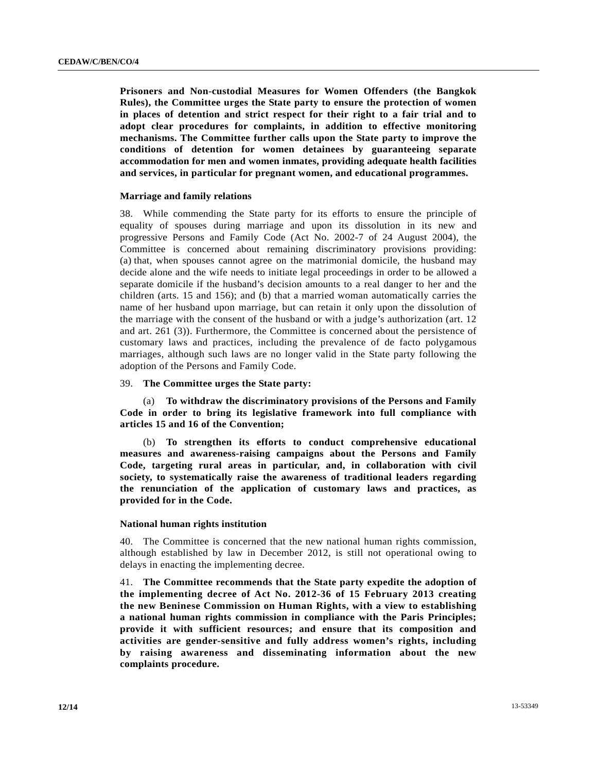**Prisoners and Non-custodial Measures for Women Offenders (the Bangkok Rules), the Committee urges the State party to ensure the protection of women in places of detention and strict respect for their right to a fair trial and to adopt clear procedures for complaints, in addition to effective monitoring mechanisms. The Committee further calls upon the State party to improve the conditions of detention for women detainees by guaranteeing separate accommodation for men and women inmates, providing adequate health facilities and services, in particular for pregnant women, and educational programmes.**

### Marriage and family relations

38. While commending the State party for its efforts to ensure the principle of equality of spouses during marriage and upon its dissolution in its new and progressive Persons and Family Code (Act No. 2002-7 of 24 August 2004), the Committee is concerned about remaining discriminatory provisions providing: (a) that, when spouses cannot agree on the matrimonial domicile, the husband may decide alone and the wife needs to initiate legal proceedings in order to be allowed a separate domicile if the husband's decision amounts to a real danger to her and the children (arts. 15 and 156); and (b) that a married woman automatically carries the name of her husband upon marriage, but can retain it only upon the dissolution of the marriage with the consent of the husband or with a judge's authorization (art. 12 and art. 261 (3)). Furthermore, the Committee is concerned about the persistence of customary laws and practices, including the prevalence of de facto polygamous marriages, although such laws are no longer valid in the State party following the adoption of the Persons and Family Code.

39. **The Committee urges the State party:**

(a) **To withdraw the discriminatory provisions of the Persons and Family Code in order to bring its legislative framework into full compliance with articles 15 and 16 of the Convention;**

(b) **To strengthen its efforts to conduct comprehensive educational measures and awareness-raising campaigns about the Persons and Family Code, targeting rural areas in particular, and, in collaboration with civil society, to systematically raise the awareness of traditional leaders regarding the renunciation of the application of customary laws and practices, as provided for in the Code.**

### National human rights institution

40. The Committee is concerned that the new national human rights commission, although established by law in December 2012, is still not operational owing to delays in enacting the implementing decree.

41. **The Committee recommends that the State party expedite the adoption of the implementing decree of Act No. 2012-36 of 15 February 2013 creating the new Beninese Commission on Human Rights, with a view to establishing a national human rights commission in compliance with the Paris Principles; provide it with sufficient resources; and ensure that its composition and activities are gender-sensitive and fully address women's rights, including by raising awareness and disseminating information about the new complaints procedure.**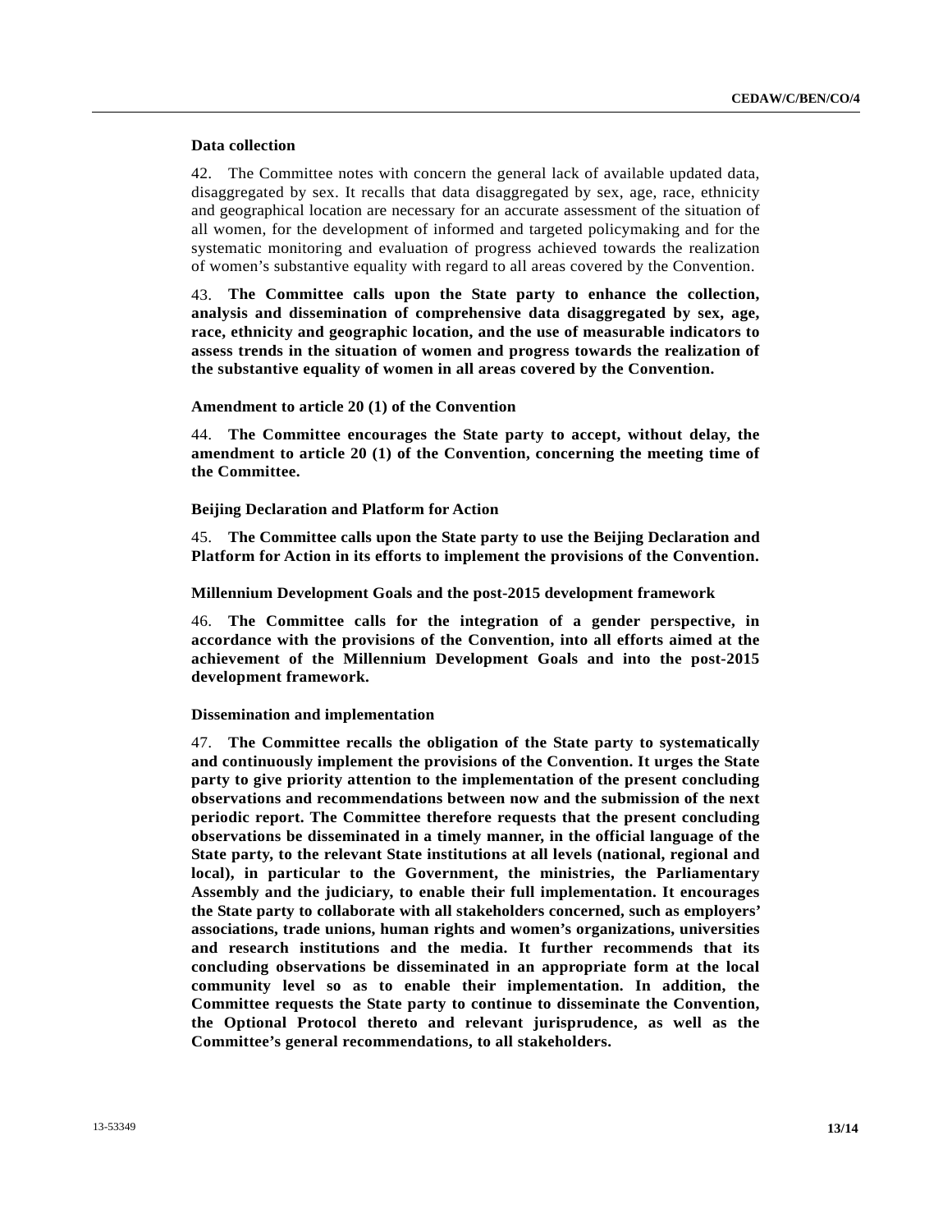### Data collection

42. The Committee notes with concern the general lack of available updated data, disaggregated by sex. It recalls that data disaggregated by sex, age, race, ethnicity and geographical location are necessary for an accurate assessment of the situation of all women, for the development of informed and targeted policymaking and for the systematic monitoring and evaluation of progress achieved towards the realization of women's substantive equality with regard to all areas covered by the Convention.

43. **The Committee calls upon the State party to enhance the collection, analysis and dissemination of comprehensive data disaggregated by sex, age, race, ethnicity and geographic location, and the use of measurable indicators to assess trends in the situation of women and progress towards the realization of the substantive equality of women in all areas covered by the Convention.**

### Amendment to article 20 (1) of the Convention

44. **The Committee encourages the State party to accept, without delay, the amendment to article 20 (1) of the Convention, concerning the meeting time of the Committee.**

### Beijing Declaration and Platform for Action

45. **The Committee calls upon the State party to use the Beijing Declaration and Platform for Action in its efforts to implement the provisions of the Convention.**

### Millennium Development Goals and the post-2015 development framework

46. **The Committee calls for the integration of a gender perspective, in accordance with the provisions of the Convention, into all efforts aimed at the achievement of the Millennium Development Goals and into the post-2015 development framework.**

### Dissemination and implementation

47. **The Committee recalls the obligation of the State party to systematically and continuously implement the provisions of the Convention. It urges the State party to give priority attention to the implementation of the present concluding observations and recommendations between now and the submission of the next periodic report. The Committee therefore requests that the present concluding observations be disseminated in a timely manner, in the official language of the State party, to the relevant State institutions at all levels (national, regional and local), in particular to the Government, the ministries, the Parliamentary Assembly and the judiciary, to enable their full implementation. It encourages the State party to collaborate with all stakeholders concerned, such as employers' associations, trade unions, human rights and women's organizations, universities and research institutions and the media. It further recommends that its concluding observations be disseminated in an appropriate form at the local community level so as to enable their implementation. In addition, the Committee requests the State party to continue to disseminate the Convention, the Optional Protocol thereto and relevant jurisprudence, as well as the Committee's general recommendations, to all stakeholders.**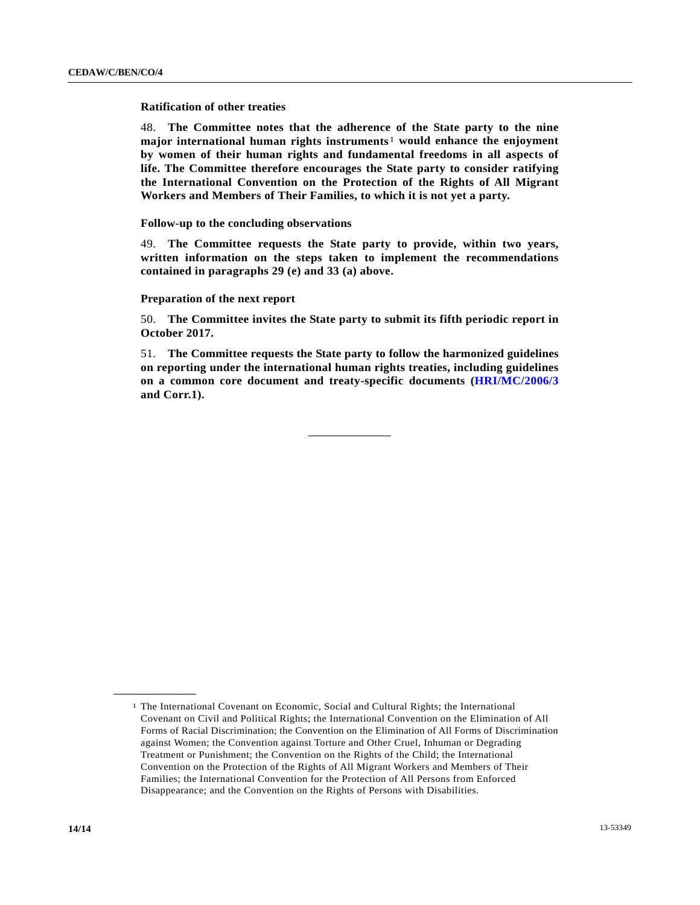### Ratification of other treaties

48. **The Committee notes that the adherence of the State party to the nine major international human rights instruments[1] would enhance the enjoyment by women of their human rights and fundamental freedoms in all aspects of life. The Committee therefore encourages the State party to consider ratifying the International Convention on the Protection of the Rights of All Migrant Workers and Members of Their Families, to which it is not yet a party.**

### Follow-up to the concluding observations

49. **The Committee requests the State party to provide, within two years, written information on the steps taken to implement the recommendations contained in paragraphs 29 (e) and 33 (a) above.**

### Preparation of the next report

50. **The Committee invites the State party to submit its fifth periodic report in October 2017.**

51. **The Committee requests the State party to follow the harmonized guidelines on reporting under the international human rights treaties, including guidelines on a common core document and treaty-specific documents (HRI/MC/2006/3 and Corr.1).**

---

[1] The International Covenant on Economic, Social and Cultural Rights; the International Covenant on Civil and Political Rights; the International Convention on the Elimination of All Forms of Racial Discrimination; the Convention on the Elimination of All Forms of Discrimination against Women; the Convention against Torture and Other Cruel, Inhuman or Degrading Treatment or Punishment; the Convention on the Rights of the Child; the International Convention on the Protection of the Rights of All Migrant Workers and Members of Their Families; the International Convention for the Protection of All Persons from Enforced Disappearance; and the Convention on the Rights of Persons with Disabilities.